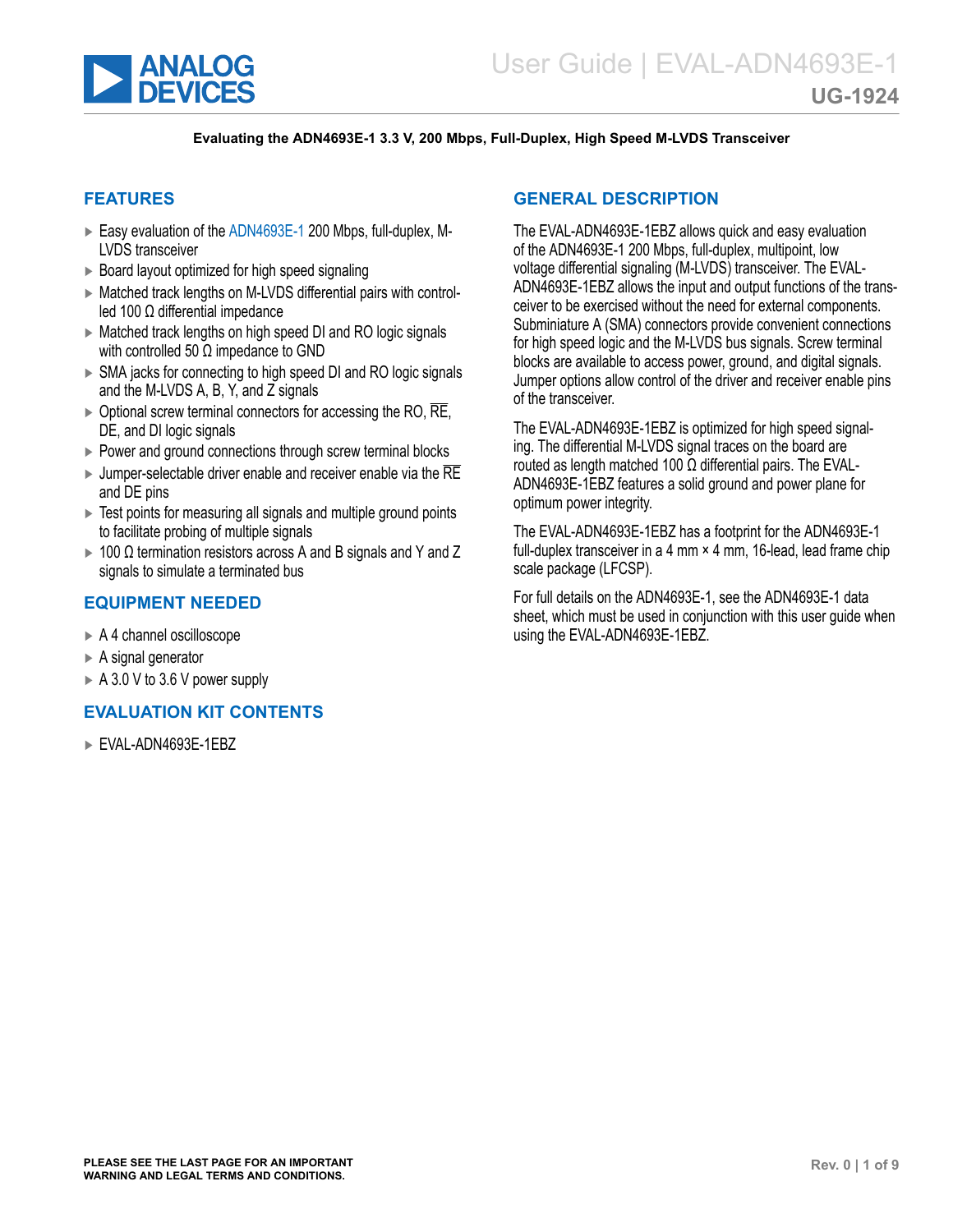# User Guide | EVAL-ADN4693E-1

## UG-1924

**Evaluating the ADN4693E-1 3.3 V, 200 Mbps, Full-Duplex, High Speed M-LVDS Transceiver**

## FEATURES

- Easy evaluation of the ADN4693E-1 200 Mbps, full-duplex, M-LVDS transceiver
- Board layout optimized for high speed signaling
- Matched track lengths on M-LVDS differential pairs with controlled 100 Ω differential impedance
- Matched track lengths on high speed DI and RO logic signals with controlled 50 Ω impedance to GND
- SMA jacks for connecting to high speed DI and RO logic signals and the M-LVDS A, B, Y, and Z signals
- Optional screw terminal connectors for accessing the RO, $\overline{\text{RE}}$, DE, and DI logic signals
- Power and ground connections through screw terminal blocks
- Jumper-selectable driver enable and receiver enable via the $\overline{\text{RE}}$ and DE pins
- Test points for measuring all signals and multiple ground points to facilitate probing of multiple signals
- 100 Ω termination resistors across A and B signals and Y and Z signals to simulate a terminated bus

## EQUIPMENT NEEDED

- A 4 channel oscilloscope
- A signal generator
- A 3.0 V to 3.6 V power supply

## EVALUATION KIT CONTENTS

- EVAL-ADN4693E-1EBZ

## GENERAL DESCRIPTION

The EVAL-ADN4693E-1EBZ allows quick and easy evaluation of the ADN4693E-1 200 Mbps, full-duplex, multipoint, low voltage differential signaling (M-LVDS) transceiver. The EVAL-ADN4693E-1EBZ allows the input and output functions of the transceiver to be exercised without the need for external components. Subminiature A (SMA) connectors provide convenient connections for high speed logic and the M-LVDS bus signals. Screw terminal blocks are available to access power, ground, and digital signals. Jumper options allow control of the driver and receiver enable pins of the transceiver.

The EVAL-ADN4693E-1EBZ is optimized for high speed signaling. The differential M-LVDS signal traces on the board are routed as length matched 100 Ω differential pairs. The EVAL-ADN4693E-1EBZ features a solid ground and power plane for optimum power integrity.

The EVAL-ADN4693E-1EBZ has a footprint for the ADN4693E-1 full-duplex transceiver in a 4 mm × 4 mm, 16-lead, lead frame chip scale package (LFCSP).

For full details on the ADN4693E-1, see the ADN4693E-1 data sheet, which must be used in conjunction with this user guide when using the EVAL-ADN4693E-1EBZ.

**PLEASE SEE THE LAST PAGE FOR AN IMPORTANT WARNING AND LEGAL TERMS AND CONDITIONS.**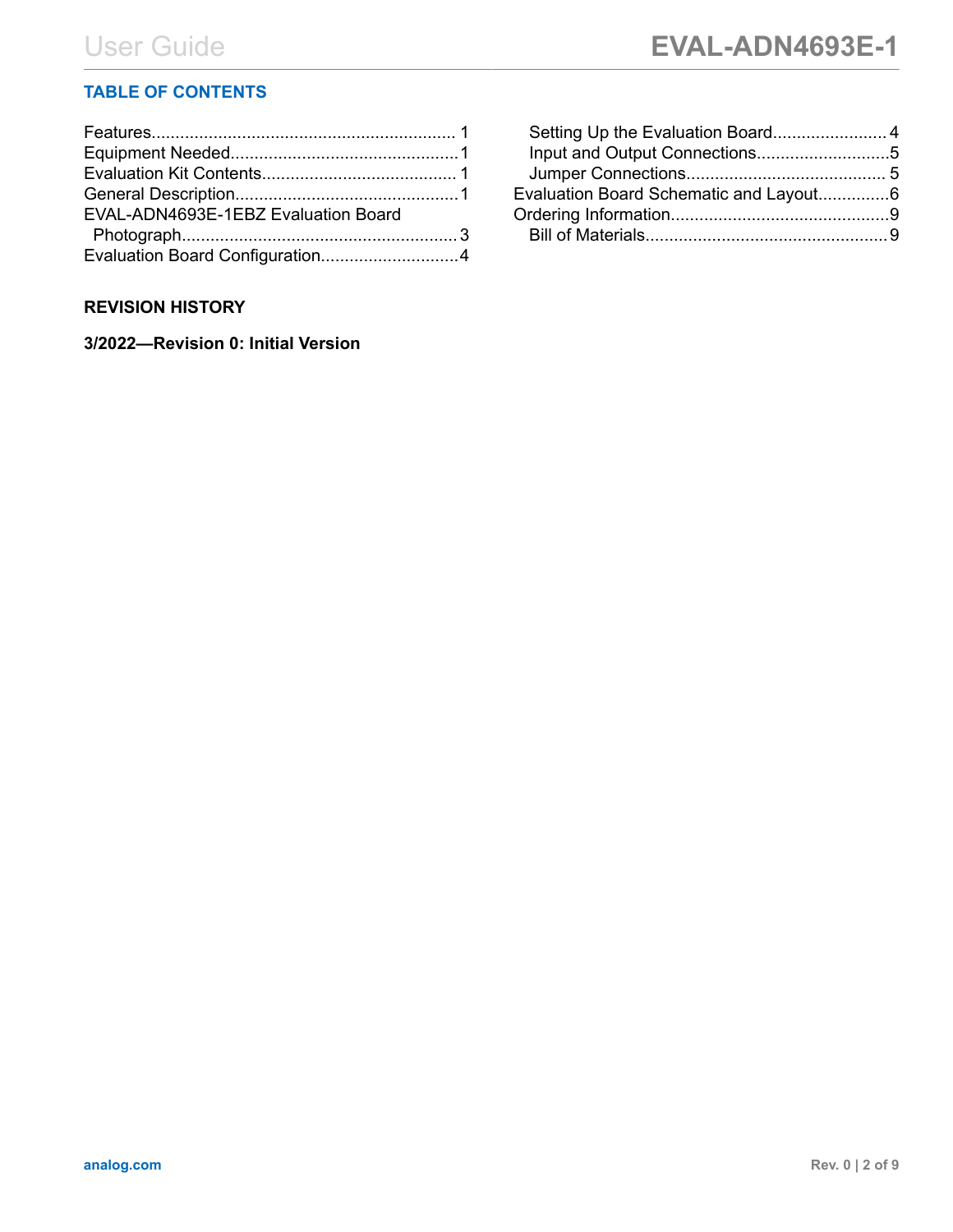## TABLE OF CONTENTS

Features............................................................... 1
Equipment Needed................................................1
Evaluation Kit Contents......................................... 1
General Description...............................................1
EVAL-ADN4693E-1EBZ Evaluation Board Photograph.......................................................... 3
Evaluation Board Configuration.............................4
  Setting Up the Evaluation Board........................ 4
  Input and Output Connections............................5
  Jumper Connections.......................................... 5
Evaluation Board Schematic and Layout...............6
Ordering Information..............................................9
  Bill of Materials...................................................9

## REVISION HISTORY

**3/2022—Revision 0: Initial Version**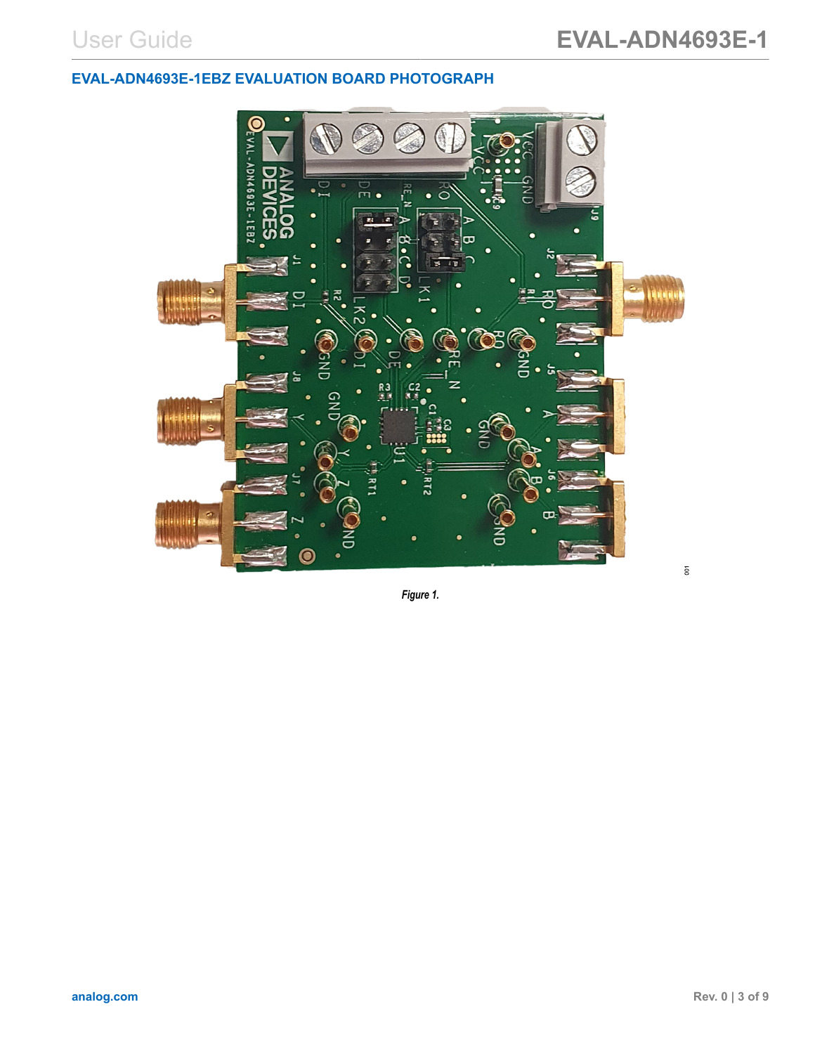## EVAL-ADN4693E-1EBZ EVALUATION BOARD PHOTOGRAPH

*Figure 1.*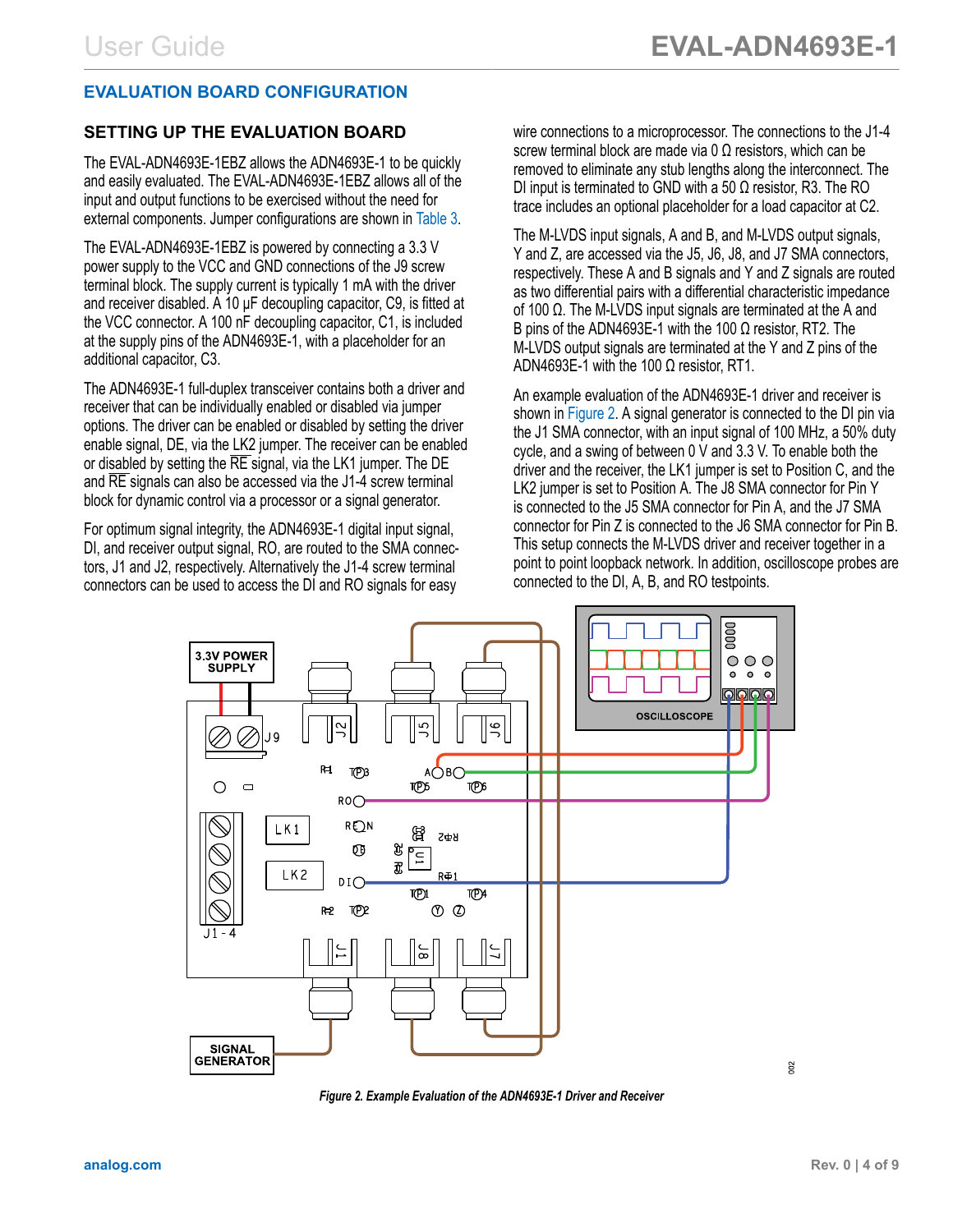## EVALUATION BOARD CONFIGURATION

### SETTING UP THE EVALUATION BOARD

The EVAL-ADN4693E-1EBZ allows the ADN4693E-1 to be quickly and easily evaluated. The EVAL-ADN4693E-1EBZ allows all of the input and output functions to be exercised without the need for external components. Jumper configurations are shown in Table 3.

The EVAL-ADN4693E-1EBZ is powered by connecting a 3.3 V power supply to the VCC and GND connections of the J9 screw terminal block. The supply current is typically 1 mA with the driver and receiver disabled. A 10 µF decoupling capacitor, C9, is fitted at the VCC connector. A 100 nF decoupling capacitor, C1, is included at the supply pins of the ADN4693E-1, with a placeholder for an additional capacitor, C3.

The ADN4693E-1 full-duplex transceiver contains both a driver and receiver that can be individually enabled or disabled via jumper options. The driver can be enabled or disabled by setting the driver enable signal, DE, via the LK2 jumper. The receiver can be enabled or disabled by setting the $\overline{RE}$ signal, via the LK1 jumper. The DE and $\overline{RE}$ signals can also be accessed via the J1-4 screw terminal block for dynamic control via a processor or a signal generator.

For optimum signal integrity, the ADN4693E-1 digital input signal, DI, and receiver output signal, RO, are routed to the SMA connectors, J1 and J2, respectively. Alternatively the J1-4 screw terminal connectors can be used to access the DI and RO signals for easy wire connections to a microprocessor. The connections to the J1-4 screw terminal block are made via 0 Ω resistors, which can be removed to eliminate any stub lengths along the interconnect. The DI input is terminated to GND with a 50 Ω resistor, R3. The RO trace includes an optional placeholder for a load capacitor at C2.

The M-LVDS input signals, A and B, and M-LVDS output signals, Y and Z, are accessed via the J5, J6, J8, and J7 SMA connectors, respectively. These A and B signals and Y and Z signals are routed as two differential pairs with a differential characteristic impedance of 100 Ω. The M-LVDS input signals are terminated at the A and B pins of the ADN4693E-1 with the 100 Ω resistor, RT2. The M-LVDS output signals are terminated at the Y and Z pins of the ADN4693E-1 with the 100 Ω resistor, RT1.

An example evaluation of the ADN4693E-1 driver and receiver is shown in Figure 2. A signal generator is connected to the DI pin via the J1 SMA connector, with an input signal of 100 MHz, a 50% duty cycle, and a swing of between 0 V and 3.3 V. To enable both the driver and the receiver, the LK1 jumper is set to Position C, and the LK2 jumper is set to Position A. The J8 SMA connector for Pin Y is connected to the J5 SMA connector for Pin A, and the J7 SMA connector for Pin Z is connected to the J6 SMA connector for Pin B. This setup connects the M-LVDS driver and receiver together in a point to point loopback network. In addition, oscilloscope probes are connected to the DI, A, B, and RO testpoints.

*Figure 2. Example Evaluation of the ADN4693E-1 Driver and Receiver*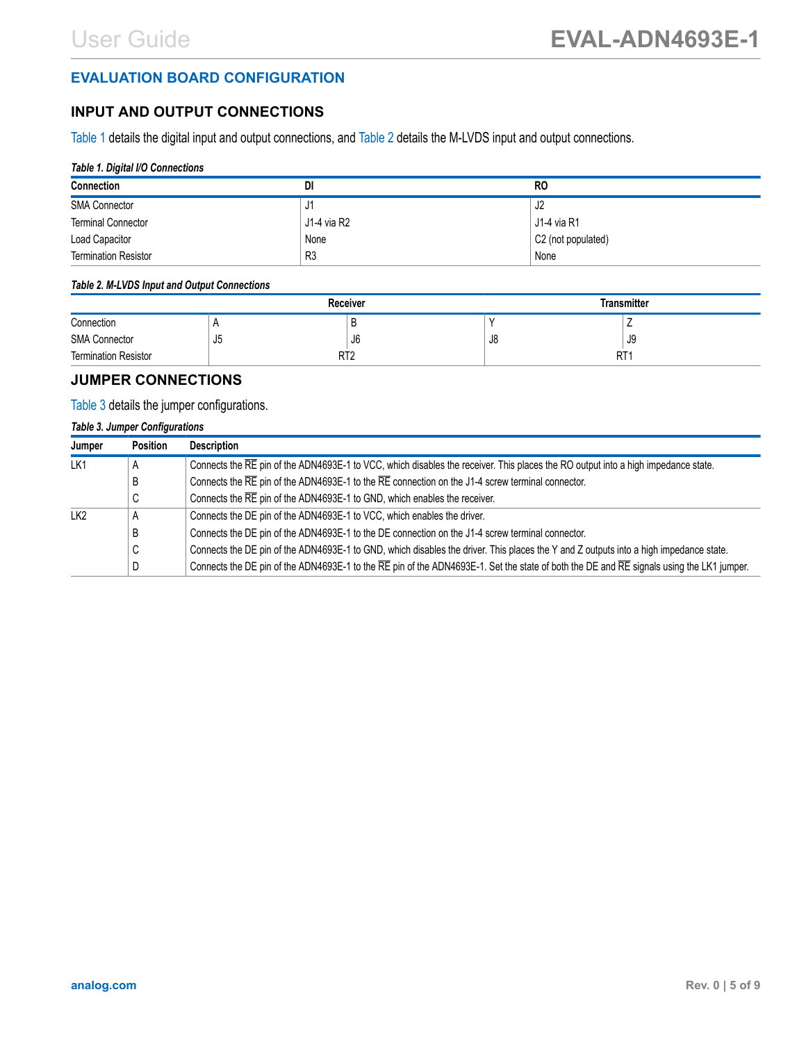## EVALUATION BOARD CONFIGURATION

### INPUT AND OUTPUT CONNECTIONS

Table 1 details the digital input and output connections, and Table 2 details the M-LVDS input and output connections.

*Table 1. Digital I/O Connections*

| Connection | DI | RO |
|---|---|---|
| SMA Connector | J1 | J2 |
| Terminal Connector | J1-4 via R2 | J1-4 via R1 |
| Load Capacitor | None | C2 (not populated) |
| Termination Resistor | R3 | None |

*Table 2. M-LVDS Input and Output Connections*

| | Receiver | | Transmitter | |
|---|---|---|---|---|
| Connection | A | B | Y | Z |
| SMA Connector | J5 | J6 | J8 | J9 |
| Termination Resistor | RT2 | | RT1 | |

### JUMPER CONNECTIONS

Table 3 details the jumper configurations.

*Table 3. Jumper Configurations*

| Jumper | Position | Description |
|---|---|---|
| LK1 | A | Connects the $\overline{RE}$ pin of the ADN4693E-1 to VCC, which disables the receiver. This places the RO output into a high impedance state. |
| | B | Connects the $\overline{RE}$ pin of the ADN4693E-1 to the $\overline{RE}$ connection on the J1-4 screw terminal connector. |
| | C | Connects the $\overline{RE}$ pin of the ADN4693E-1 to GND, which enables the receiver. |
| LK2 | A | Connects the DE pin of the ADN4693E-1 to VCC, which enables the driver. |
| | B | Connects the DE pin of the ADN4693E-1 to the DE connection on the J1-4 screw terminal connector. |
| | C | Connects the DE pin of the ADN4693E-1 to GND, which disables the driver. This places the Y and Z outputs into a high impedance state. |
| | D | Connects the DE pin of the ADN4693E-1 to the $\overline{RE}$ pin of the ADN4693E-1. Set the state of both the DE and $\overline{RE}$ signals using the LK1 jumper. |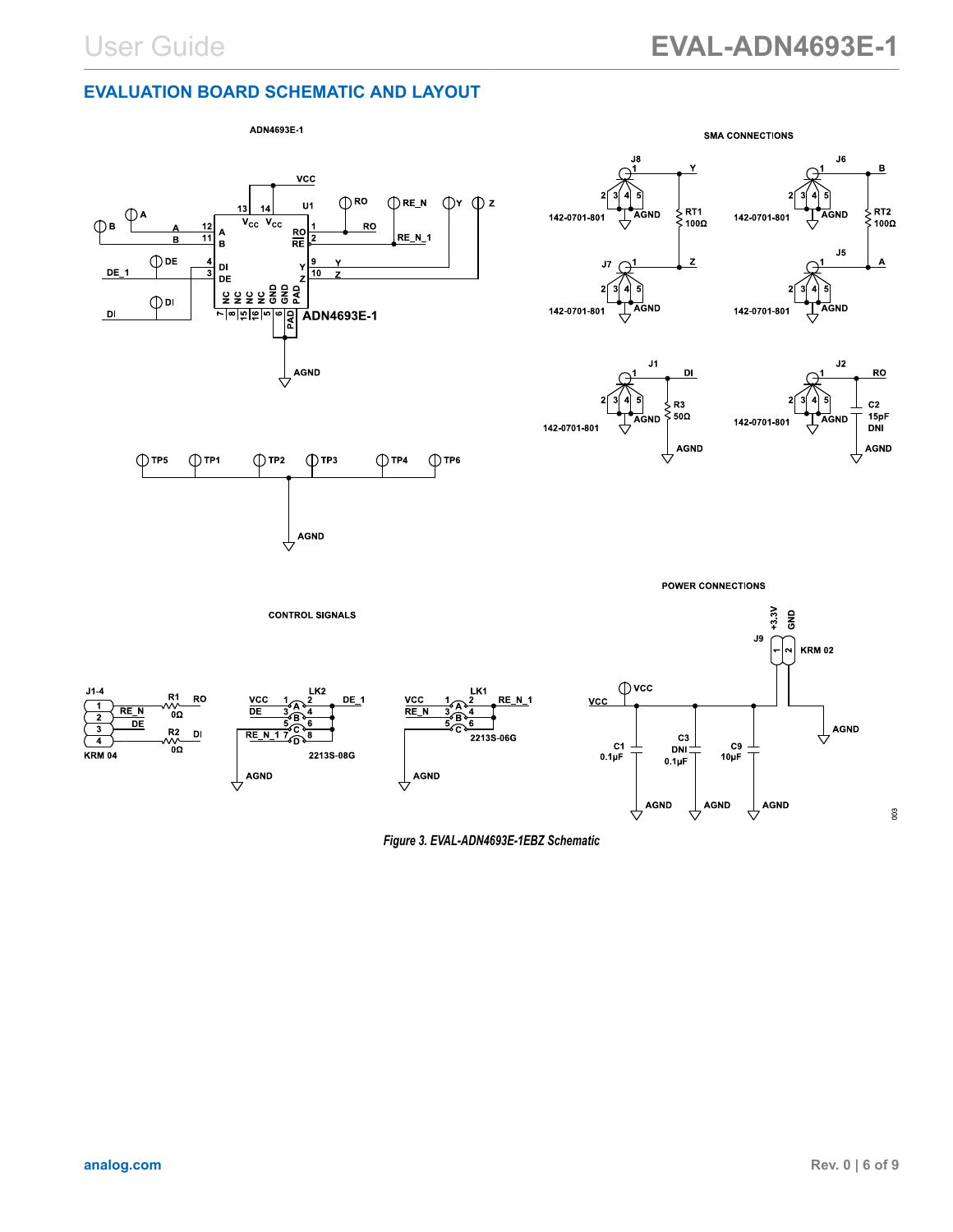## EVALUATION BOARD SCHEMATIC AND LAYOUT

*Figure 3. EVAL-ADN4693E-1EBZ Schematic*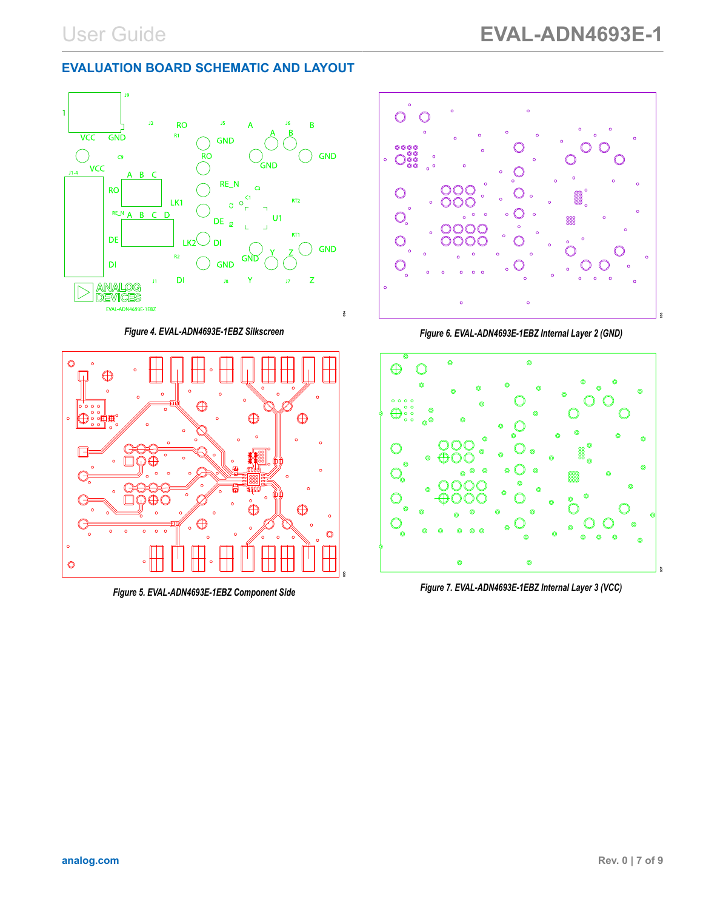## EVALUATION BOARD SCHEMATIC AND LAYOUT

*Figure 4. EVAL-ADN4693E-1EBZ Silkscreen*

*Figure 6. EVAL-ADN4693E-1EBZ Internal Layer 2 (GND)*

*Figure 5. EVAL-ADN4693E-1EBZ Component Side*

*Figure 7. EVAL-ADN4693E-1EBZ Internal Layer 3 (VCC)*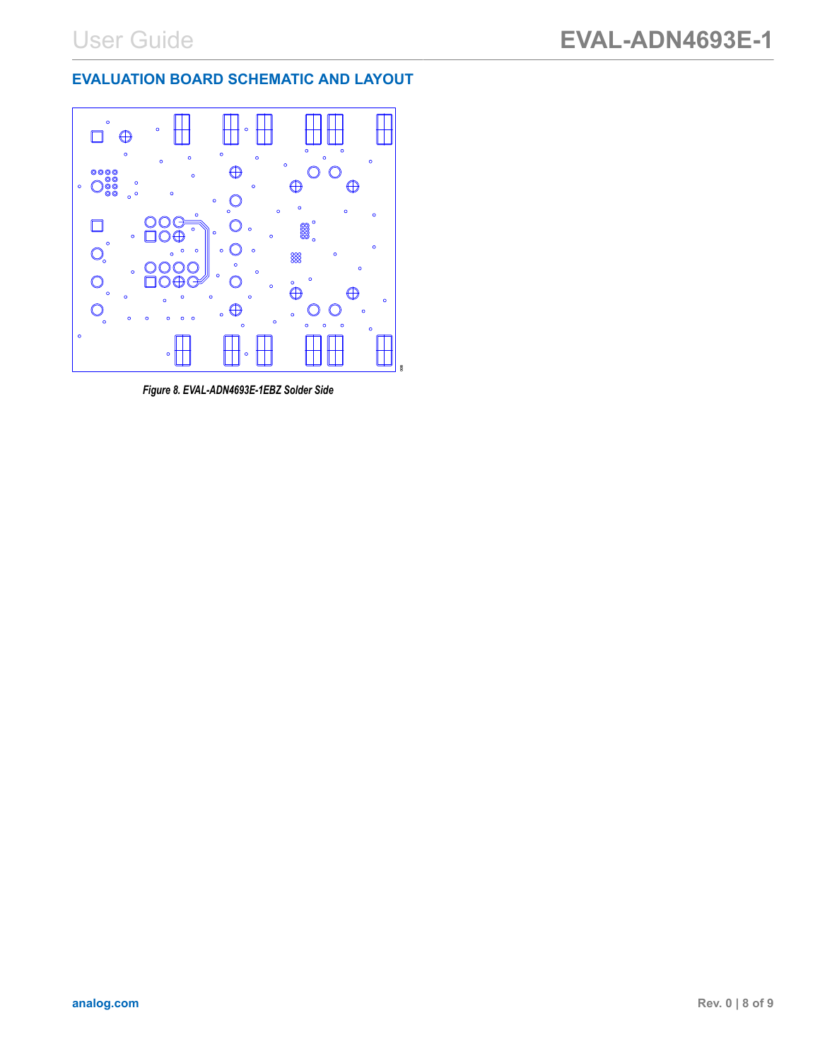## EVALUATION BOARD SCHEMATIC AND LAYOUT

*Figure 8. EVAL-ADN4693E-1EBZ Solder Side*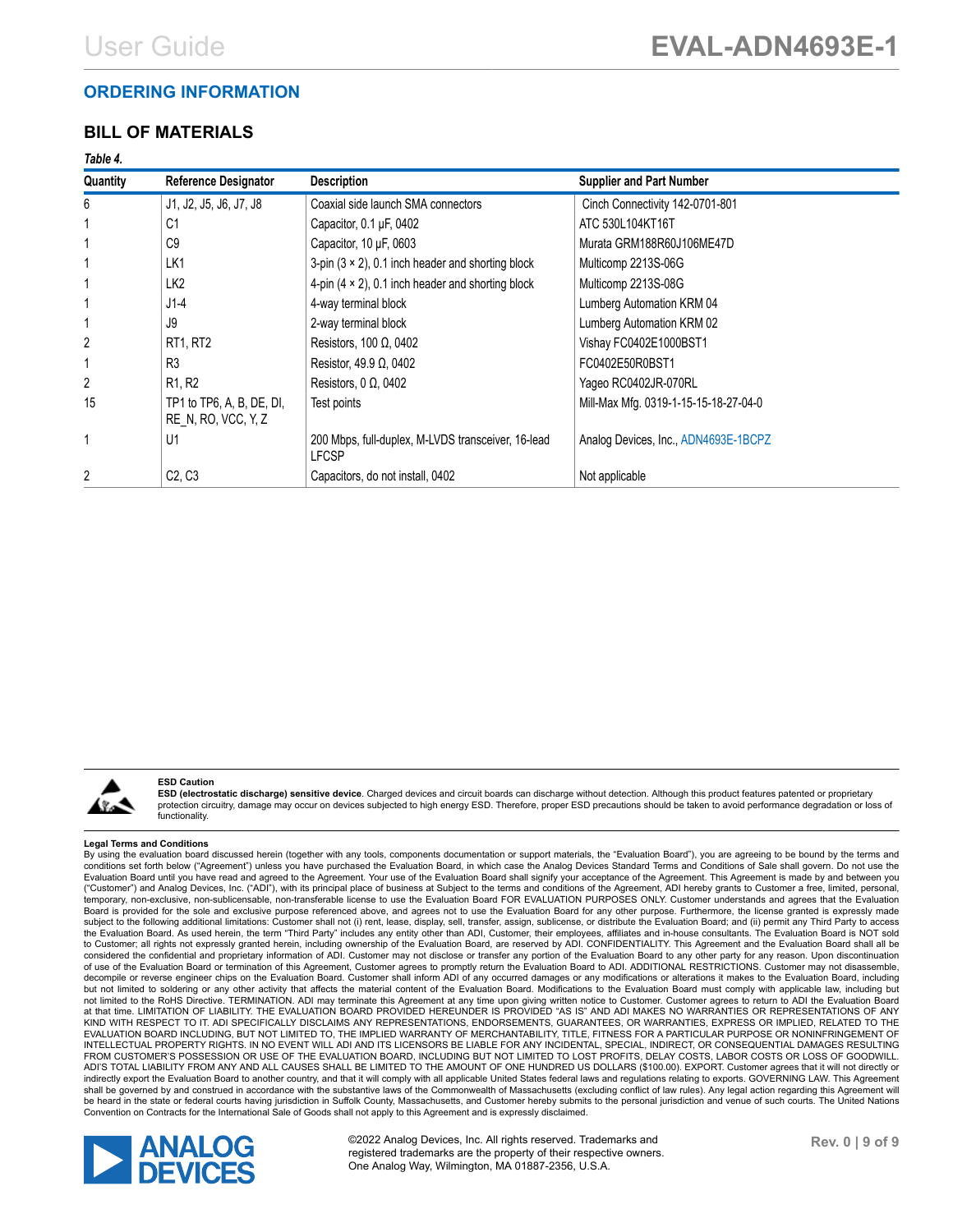## ORDERING INFORMATION

### BILL OF MATERIALS

*Table 4.*

| Quantity | Reference Designator | Description | Supplier and Part Number |
|---|---|---|---|
| 6 | J1, J2, J5, J6, J7, J8 | Coaxial side launch SMA connectors | Cinch Connectivity 142-0701-801 |
| 1 | C1 | Capacitor, 0.1 µF, 0402 | ATC 530L104KT16T |
| 1 | C9 | Capacitor, 10 µF, 0603 | Murata GRM188R60J106ME47D |
| 1 | LK1 | 3-pin (3 × 2), 0.1 inch header and shorting block | Multicomp 2213S-06G |
| 1 | LK2 | 4-pin (4 × 2), 0.1 inch header and shorting block | Multicomp 2213S-08G |
| 1 | J1-4 | 4-way terminal block | Lumberg Automation KRM 04 |
| 1 | J9 | 2-way terminal block | Lumberg Automation KRM 02 |
| 2 | RT1, RT2 | Resistors, 100 Ω, 0402 | Vishay FC0402E1000BST1 |
| 1 | R3 | Resistor, 49.9 Ω, 0402 | FC0402E50R0BST1 |
| 2 | R1, R2 | Resistors, 0 Ω, 0402 | Yageo RC0402JR-070RL |
| 15 | TP1 to TP6, A, B, DE, DI, RE_N, RO, VCC, Y, Z | Test points | Mill-Max Mfg. 0319-1-15-15-18-27-04-0 |
| 1 | U1 | 200 Mbps, full-duplex, M-LVDS transceiver, 16-lead LFCSP | Analog Devices, Inc., ADN4693E-1BCPZ |
| 2 | C2, C3 | Capacitors, do not install, 0402 | Not applicable |

**ESD Caution**

**ESD (electrostatic discharge) sensitive device**. Charged devices and circuit boards can discharge without detection. Although this product features patented or proprietary protection circuitry, damage may occur on devices subjected to high energy ESD. Therefore, proper ESD precautions should be taken to avoid performance degradation or loss of functionality.

**Legal Terms and Conditions**

By using the evaluation board discussed herein (together with any tools, components documentation or support materials, the "Evaluation Board"), you are agreeing to be bound by the terms and conditions set forth below ("Agreement") unless you have purchased the Evaluation Board, in which case the Analog Devices Standard Terms and Conditions of Sale shall govern. Do not use the Evaluation Board until you have read and agreed to the Agreement. Your use of the Evaluation Board shall signify your acceptance of the Agreement. This Agreement is made by and between you ("Customer") and Analog Devices, Inc. ("ADI"), with its principal place of business at Subject to the terms and conditions of the Agreement, ADI hereby grants to Customer a free, limited, personal, temporary, non-exclusive, non-sublicensable, non-transferable license to use the Evaluation Board FOR EVALUATION PURPOSES ONLY. Customer understands and agrees that the Evaluation Board is provided for the sole and exclusive purpose referenced above, and agrees not to use the Evaluation Board for any other purpose. Furthermore, the license granted is expressly made subject to the following additional limitations: Customer shall not (i) rent, lease, display, sell, transfer, assign, sublicense, or distribute the Evaluation Board; and (ii) permit any Third Party to access the Evaluation Board. As used herein, the term "Third Party" includes any entity other than ADI, Customer, their employees, affiliates and in-house consultants. The Evaluation Board is NOT sold to Customer; all rights not expressly granted herein, including ownership of the Evaluation Board, are reserved by ADI. CONFIDENTIALITY. This Agreement and the Evaluation Board shall all be considered the confidential and proprietary information of ADI. Customer may not disclose or transfer any portion of the Evaluation Board to any other party for any reason. Upon discontinuation of use of the Evaluation Board or termination of this Agreement, Customer agrees to promptly return the Evaluation Board to ADI. ADDITIONAL RESTRICTIONS. Customer may not disassemble, decompile or reverse engineer chips on the Evaluation Board. Customer shall inform ADI of any occurred damages or any modifications or alterations it makes to the Evaluation Board, including but not limited to soldering or any other activity that affects the material content of the Evaluation Board. Modifications to the Evaluation Board must comply with applicable law, including but not limited to the RoHS Directive. TERMINATION. ADI may terminate this Agreement at any time upon giving written notice to Customer. Customer agrees to return to ADI the Evaluation Board at that time. LIMITATION OF LIABILITY. THE EVALUATION BOARD PROVIDED HEREUNDER IS PROVIDED "AS IS" AND ADI MAKES NO WARRANTIES OR REPRESENTATIONS OF ANY KIND WITH RESPECT TO IT. ADI SPECIFICALLY DISCLAIMS ANY REPRESENTATIONS, ENDORSEMENTS, GUARANTEES, OR WARRANTIES, EXPRESS OR IMPLIED, RELATED TO THE EVALUATION BOARD INCLUDING, BUT NOT LIMITED TO, THE IMPLIED WARRANTY OF MERCHANTABILITY, TITLE, FITNESS FOR A PARTICULAR PURPOSE OR NONINFRINGEMENT OF INTELLECTUAL PROPERTY RIGHTS. IN NO EVENT WILL ADI AND ITS LICENSORS BE LIABLE FOR ANY INCIDENTAL, SPECIAL, INDIRECT, OR CONSEQUENTIAL DAMAGES RESULTING FROM CUSTOMER'S POSSESSION OR USE OF THE EVALUATION BOARD, INCLUDING BUT NOT LIMITED TO LOST PROFITS, DELAY COSTS, LABOR COSTS OR LOSS OF GOODWILL. ADI'S TOTAL LIABILITY FROM ANY AND ALL CAUSES SHALL BE LIMITED TO THE AMOUNT OF ONE HUNDRED US DOLLARS ($100.00). EXPORT. Customer agrees that it will not directly or indirectly export the Evaluation Board to another country, and that it will comply with all applicable United States federal laws and regulations relating to exports. GOVERNING LAW. This Agreement shall be governed by and construed in accordance with the substantive laws of the Commonwealth of Massachusetts (excluding conflict of law rules). Any legal action regarding this Agreement will be heard in the state or federal courts having jurisdiction in Suffolk County, Massachusetts, and Customer hereby submits to the personal jurisdiction and venue of such courts. The United Nations Convention on Contracts for the International Sale of Goods shall not apply to this Agreement and is expressly disclaimed.

©2022 Analog Devices, Inc. All rights reserved. Trademarks and registered trademarks are the property of their respective owners.
One Analog Way, Wilmington, MA 01887-2356, U.S.A.